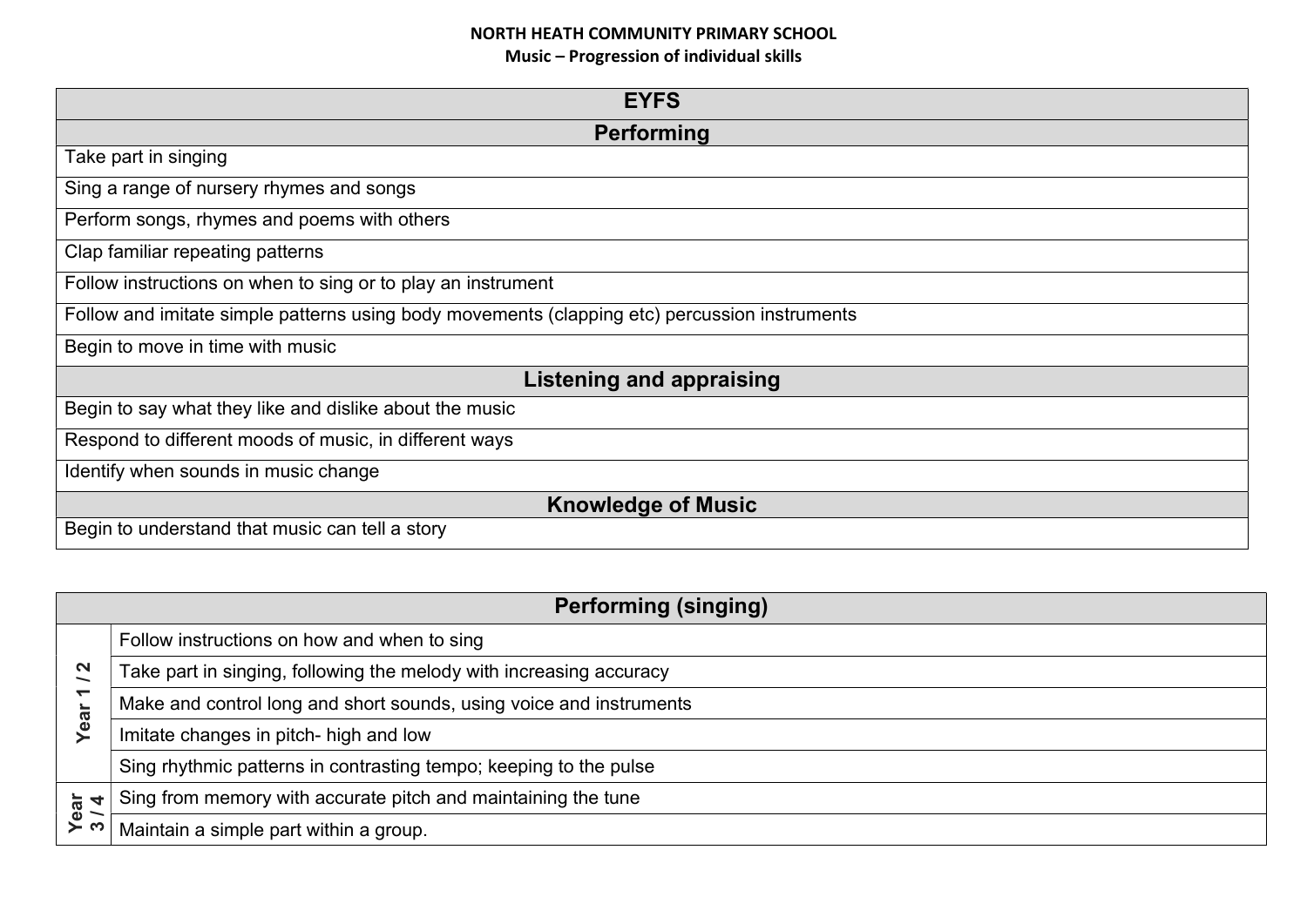**NORTH HEATH COMMUNITY PRIMARY SCHOOL**

**Music – Progression of individual skills**

| EYFS |
| --- |
| **Performing** |
| Take part in singing |
| Sing a range of nursery rhymes and songs |
| Perform songs, rhymes and poems with others |
| Clap familiar repeating patterns |
| Follow instructions on when to sing or to play an instrument |
| Follow and imitate simple patterns using body movements (clapping etc) percussion instruments |
| Begin to move in time with music |
| **Listening and appraising** |
| Begin to say what they like and dislike about the music |
| Respond to different moods of music, in different ways |
| Identify when sounds in music change |
| **Knowledge of Music** |
| Begin to understand that music can tell a story |

| | Performing (singing) |
| --- | --- |
| Year 1 / 2 | Follow instructions on how and when to sing |
| | Take part in singing, following the melody with increasing accuracy |
| | Make and control long and short sounds, using voice and instruments |
| | Imitate changes in pitch- high and low |
| | Sing rhythmic patterns in contrasting tempo; keeping to the pulse |
| Year 3 / 4 | Sing from memory with accurate pitch and maintaining the tune |
| | Maintain a simple part within a group. |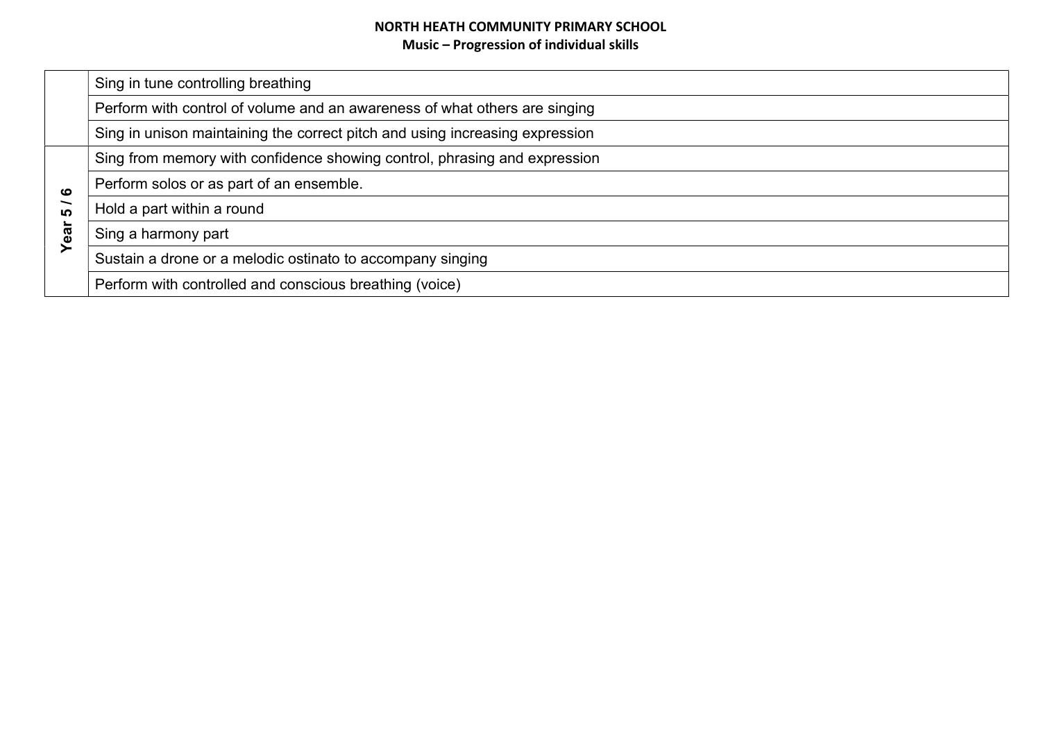**NORTH HEATH COMMUNITY PRIMARY SCHOOL**
**Music – Progression of individual skills**

| | |
|---|---|
| | Sing in tune controlling breathing |
| | Perform with control of volume and an awareness of what others are singing |
| | Sing in unison maintaining the correct pitch and using increasing expression |
| **Year 5 / 6** | Sing from memory with confidence showing control, phrasing and expression |
| | Perform solos or as part of an ensemble. |
| | Hold a part within a round |
| | Sing a harmony part |
| | Sustain a drone or a melodic ostinato to accompany singing |
| | Perform with controlled and conscious breathing (voice) |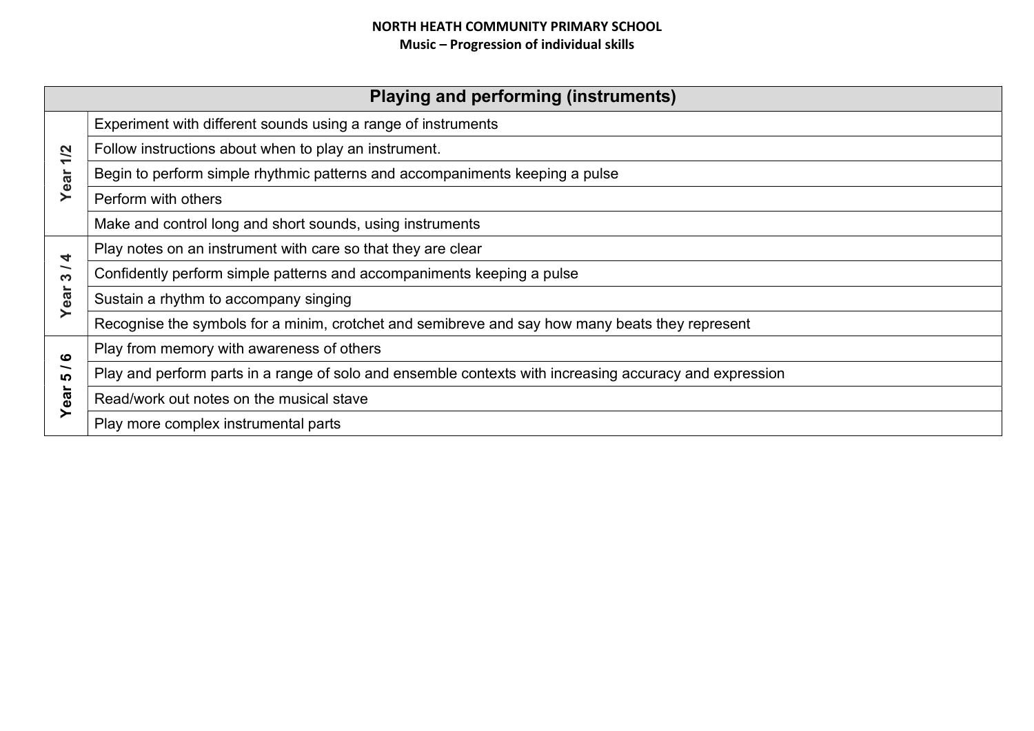**NORTH HEATH COMMUNITY PRIMARY SCHOOL**
**Music – Progression of individual skills**

| Playing and performing (instruments) | |
|---|---|
| Year 1/2 | Experiment with different sounds using a range of instruments |
| | Follow instructions about when to play an instrument. |
| | Begin to perform simple rhythmic patterns and accompaniments keeping a pulse |
| | Perform with others |
| | Make and control long and short sounds, using instruments |
| Year 3 / 4 | Play notes on an instrument with care so that they are clear |
| | Confidently perform simple patterns and accompaniments keeping a pulse |
| | Sustain a rhythm to accompany singing |
| | Recognise the symbols for a minim, crotchet and semibreve and say how many beats they represent |
| Year 5 / 6 | Play from memory with awareness of others |
| | Play and perform parts in a range of solo and ensemble contexts with increasing accuracy and expression |
| | Read/work out notes on the musical stave |
| | Play more complex instrumental parts |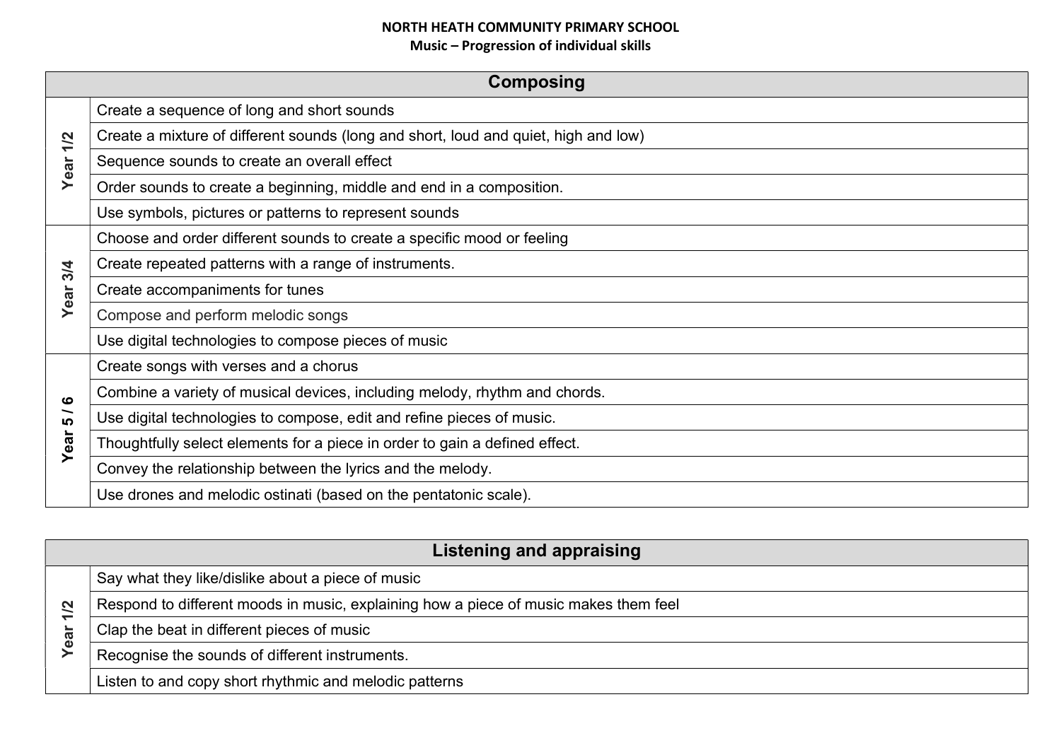**NORTH HEATH COMMUNITY PRIMARY SCHOOL**
**Music – Progression of individual skills**

| Composing | |
| --- | --- |
| Year 1/2 | Create a sequence of long and short sounds |
| | Create a mixture of different sounds (long and short, loud and quiet, high and low) |
| | Sequence sounds to create an overall effect |
| | Order sounds to create a beginning, middle and end in a composition. |
| | Use symbols, pictures or patterns to represent sounds |
| Year 3/4 | Choose and order different sounds to create a specific mood or feeling |
| | Create repeated patterns with a range of instruments. |
| | Create accompaniments for tunes |
| | Compose and perform melodic songs |
| | Use digital technologies to compose pieces of music |
| Year 5 / 6 | Create songs with verses and a chorus |
| | Combine a variety of musical devices, including melody, rhythm and chords. |
| | Use digital technologies to compose, edit and refine pieces of music. |
| | Thoughtfully select elements for a piece in order to gain a defined effect. |
| | Convey the relationship between the lyrics and the melody. |
| | Use drones and melodic ostinati (based on the pentatonic scale). |

| Listening and appraising | |
| --- | --- |
| Year 1/2 | Say what they like/dislike about a piece of music |
| | Respond to different moods in music, explaining how a piece of music makes them feel |
| | Clap the beat in different pieces of music |
| | Recognise the sounds of different instruments. |
| | Listen to and copy short rhythmic and melodic patterns |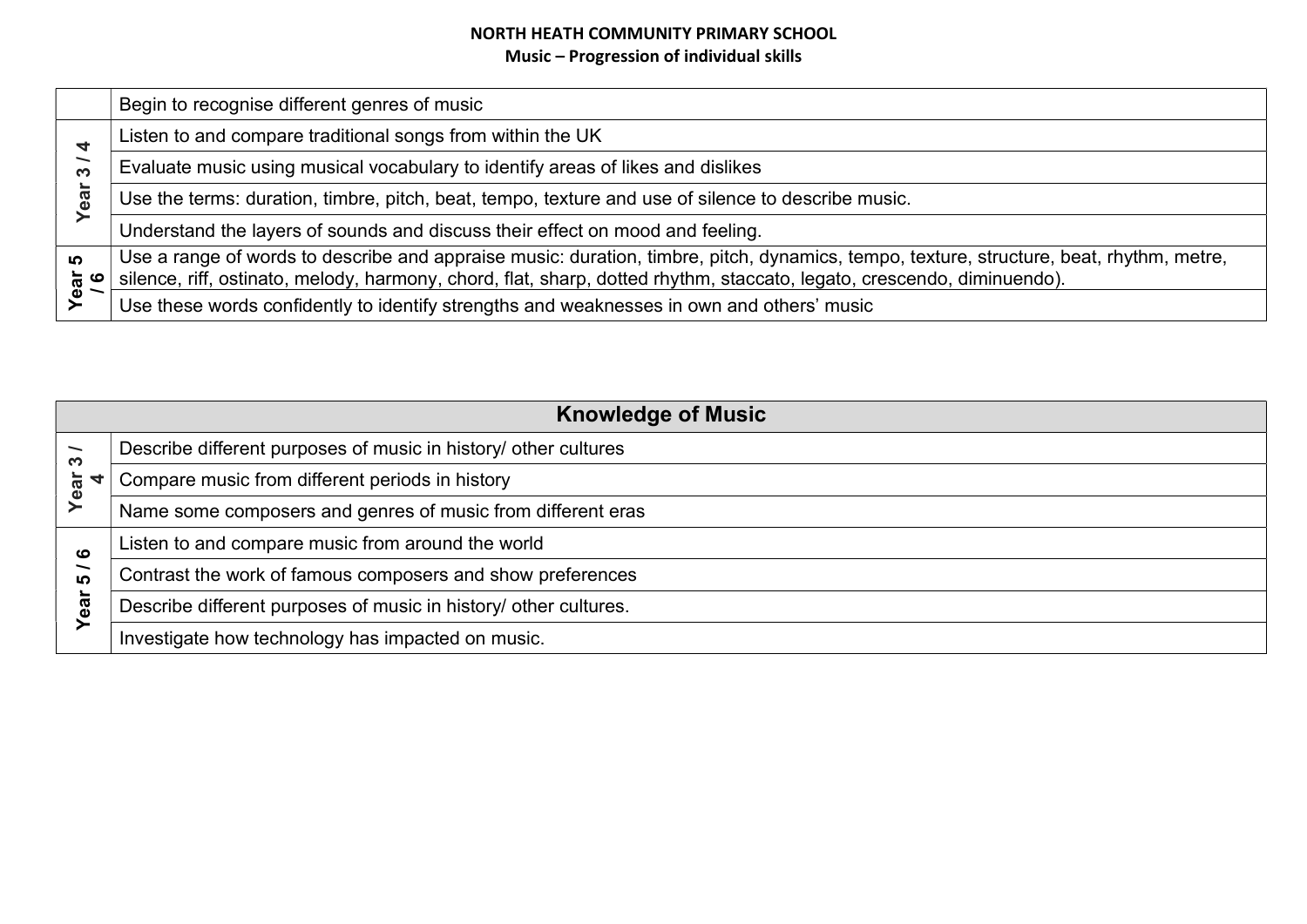| | |
|---|---|
| | Begin to recognise different genres of music |
| Year 3 / 4 | Listen to and compare traditional songs from within the UK |
| | Evaluate music using musical vocabulary to identify areas of likes and dislikes |
| | Use the terms: duration, timbre, pitch, beat, tempo, texture and use of silence to describe music. |
| | Understand the layers of sounds and discuss their effect on mood and feeling. |
| Year 5 / 6 | Use a range of words to describe and appraise music: duration, timbre, pitch, dynamics, tempo, texture, structure, beat, rhythm, metre, silence, riff, ostinato, melody, harmony, chord, flat, sharp, dotted rhythm, staccato, legato, crescendo, diminuendo). |
| | Use these words confidently to identify strengths and weaknesses in own and others' music |

| Knowledge of Music | |
|---|---|
| Year 3 / 4 | Describe different purposes of music in history/ other cultures |
| | Compare music from different periods in history |
| | Name some composers and genres of music from different eras |
| Year 5 / 6 | Listen to and compare music from around the world |
| | Contrast the work of famous composers and show preferences |
| | Describe different purposes of music in history/ other cultures. |
| | Investigate how technology has impacted on music. |